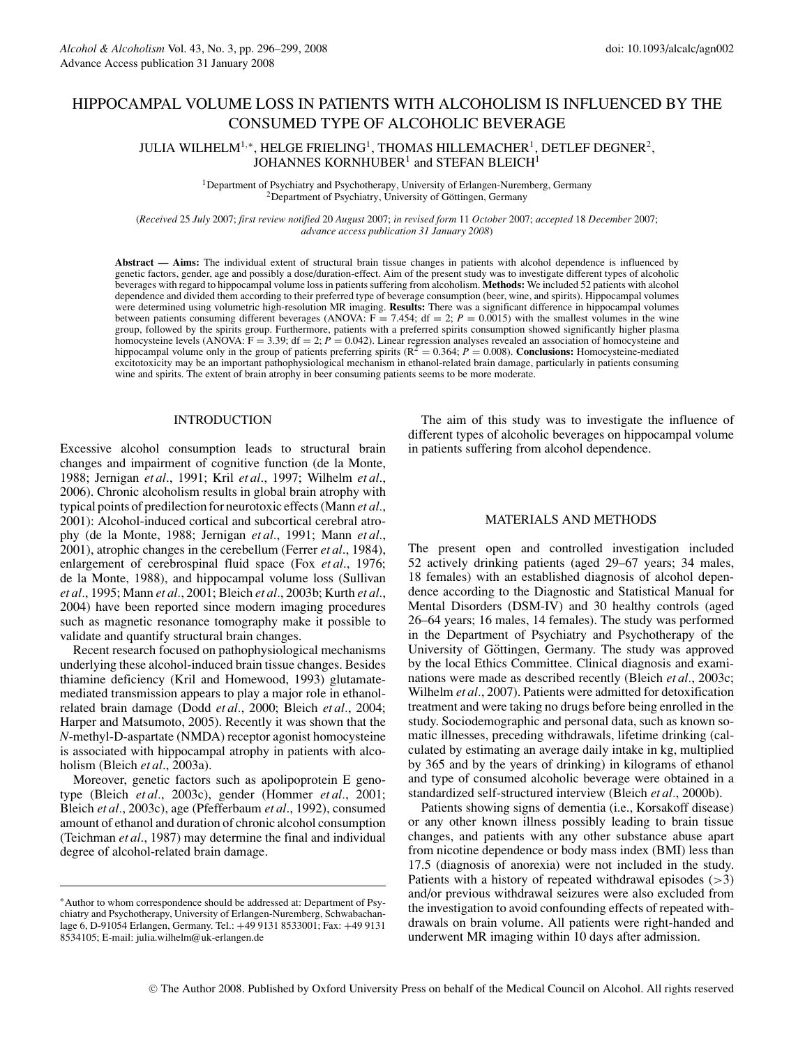# HIPPOCAMPAL VOLUME LOSS IN PATIENTS WITH ALCOHOLISM IS INFLUENCED BY THE CONSUMED TYPE OF ALCOHOLIC BEVERAGE

JULIA WILHELM[1,*], HELGE FRIELING[1], THOMAS HILLEMACHER[1], DETLEF DEGNER[2], JOHANNES KORNHUBER[1] and STEFAN BLEICH[1]

[1]Department of Psychiatry and Psychotherapy, University of Erlangen-Nuremberg, Germany
[2]Department of Psychiatry, University of Göttingen, Germany

(*Received* 25 *July* 2007; *first review notified* 20 *August* 2007; *in revised form* 11 *October* 2007; *accepted* 18 *December* 2007; *advance access publication 31 January 2008*)

**Abstract — Aims:** The individual extent of structural brain tissue changes in patients with alcohol dependence is influenced by genetic factors, gender, age and possibly a dose/duration-effect. Aim of the present study was to investigate different types of alcoholic beverages with regard to hippocampal volume loss in patients suffering from alcoholism. **Methods:** We included 52 patients with alcohol dependence and divided them according to their preferred type of beverage consumption (beer, wine, and spirits). Hippocampal volumes were determined using volumetric high-resolution MR imaging. **Results:** There was a significant difference in hippocampal volumes between patients consuming different beverages (ANOVA: $F = 7.454$; df = 2; $P = 0.0015$) with the smallest volumes in the wine group, followed by the spirits group. Furthermore, patients with a preferred spirits consumption showed significantly higher plasma homocysteine levels (ANOVA: $F = 3.39$; df = 2; $P = 0.042$). Linear regression analyses revealed an association of homocysteine and hippocampal volume only in the group of patients preferring spirits ($R^2 = 0.364$; $P = 0.008$). **Conclusions:** Homocysteine-mediated excitotoxicity may be an important pathophysiological mechanism in ethanol-related brain damage, particularly in patients consuming wine and spirits. The extent of brain atrophy in beer consuming patients seems to be more moderate.

## INTRODUCTION

Excessive alcohol consumption leads to structural brain changes and impairment of cognitive function (de la Monte, 1988; Jernigan *et al*., 1991; Kril *et al*., 1997; Wilhelm *et al*., 2006). Chronic alcoholism results in global brain atrophy with typical points of predilection for neurotoxic effects (Mann *et al*., 2001): Alcohol-induced cortical and subcortical cerebral atrophy (de la Monte, 1988; Jernigan *et al*., 1991; Mann *et al*., 2001), atrophic changes in the cerebellum (Ferrer *et al*., 1984), enlargement of cerebrospinal fluid space (Fox *et al*., 1976; de la Monte, 1988), and hippocampal volume loss (Sullivan *et al*., 1995; Mann *et al*., 2001; Bleich *et al*., 2003b; Kurth *et al*., 2004) have been reported since modern imaging procedures such as magnetic resonance tomography make it possible to validate and quantify structural brain changes.

Recent research focused on pathophysiological mechanisms underlying these alcohol-induced brain tissue changes. Besides thiamine deficiency (Kril and Homewood, 1993) glutamate-mediated transmission appears to play a major role in ethanol-related brain damage (Dodd *et al*., 2000; Bleich *et al*., 2004; Harper and Matsumoto, 2005). Recently it was shown that the *N*-methyl-D-aspartate (NMDA) receptor agonist homocysteine is associated with hippocampal atrophy in patients with alcoholism (Bleich *et al*., 2003a).

Moreover, genetic factors such as apolipoprotein E genotype (Bleich *et al*., 2003c), gender (Hommer *et al*., 2001; Bleich *et al*., 2003c), age (Pfefferbaum *et al*., 1992), consumed amount of ethanol and duration of chronic alcohol consumption (Teichman *et al*., 1987) may determine the final and individual degree of alcohol-related brain damage.

The aim of this study was to investigate the influence of different types of alcoholic beverages on hippocampal volume in patients suffering from alcohol dependence.

## MATERIALS AND METHODS

The present open and controlled investigation included 52 actively drinking patients (aged 29–67 years; 34 males, 18 females) with an established diagnosis of alcohol dependence according to the Diagnostic and Statistical Manual for Mental Disorders (DSM-IV) and 30 healthy controls (aged 26–64 years; 16 males, 14 females). The study was performed in the Department of Psychiatry and Psychotherapy of the University of Göttingen, Germany. The study was approved by the local Ethics Committee. Clinical diagnosis and examinations were made as described recently (Bleich *et al*., 2003c; Wilhelm *et al*., 2007). Patients were admitted for detoxification treatment and were taking no drugs before being enrolled in the study. Sociodemographic and personal data, such as known somatic illnesses, preceding withdrawals, lifetime drinking (calculated by estimating an average daily intake in kg, multiplied by 365 and by the years of drinking) in kilograms of ethanol and type of consumed alcoholic beverage were obtained in a standardized self-structured interview (Bleich *et al*., 2000b).

Patients showing signs of dementia (i.e., Korsakoff disease) or any other known illness possibly leading to brain tissue changes, and patients with any other substance abuse apart from nicotine dependence or body mass index (BMI) less than 17.5 (diagnosis of anorexia) were not included in the study. Patients with a history of repeated withdrawal episodes (>3) and/or previous withdrawal seizures were also excluded from the investigation to avoid confounding effects of repeated withdrawals on brain volume. All patients were right-handed and underwent MR imaging within 10 days after admission.

---

*Author to whom correspondence should be addressed at: Department of Psychiatry and Psychotherapy, University of Erlangen-Nuremberg, Schwabachanlage 6, D-91054 Erlangen, Germany. Tel.: +49 9131 8533001; Fax: +49 9131 8534105; E-mail: julia.wilhelm@uk-erlangen.de

© The Author 2008. Published by Oxford University Press on behalf of the Medical Council on Alcohol. All rights reserved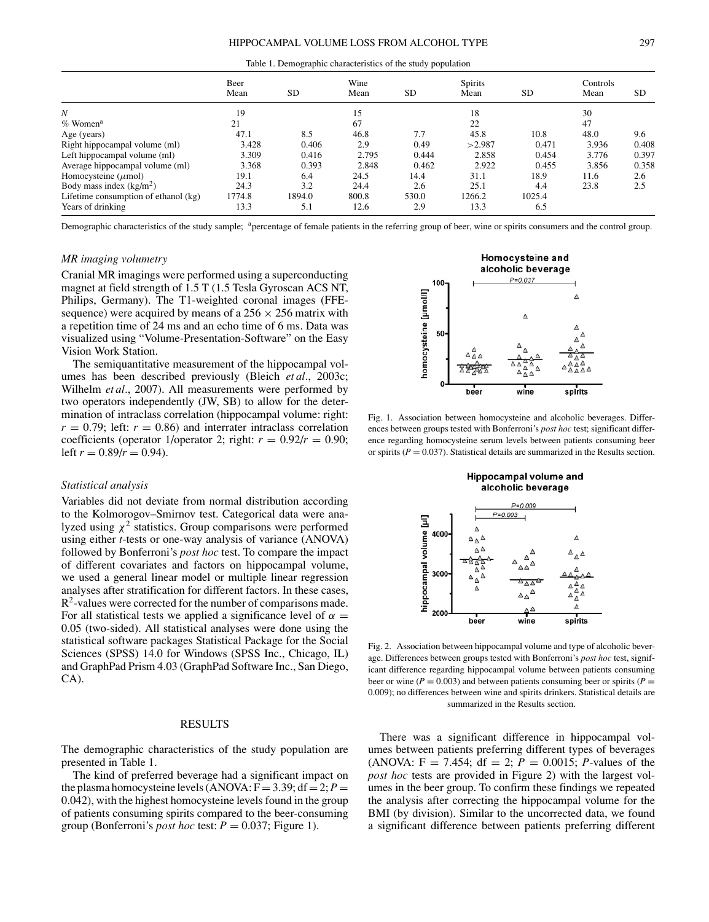Table 1. Demographic characteristics of the study population

| | Beer Mean | SD | Wine Mean | SD | Spirits Mean | SD | Controls Mean | SD |
|---|---|---|---|---|---|---|---|---|
| *N* | 19 | | 15 | | 18 | | 30 | |
| % Women[a] | 21 | | 67 | | 22 | | 47 | |
| Age (years) | 47.1 | 8.5 | 46.8 | 7.7 | 45.8 | 10.8 | 48.0 | 9.6 |
| Right hippocampal volume (ml) | 3.428 | 0.406 | 2.9 | 0.49 | >2.987 | 0.471 | 3.936 | 0.408 |
| Left hippocampal volume (ml) | 3.309 | 0.416 | 2.795 | 0.444 | 2.858 | 0.454 | 3.776 | 0.397 |
| Average hippocampal volume (ml) | 3.368 | 0.393 | 2.848 | 0.462 | 2.922 | 0.455 | 3.856 | 0.358 |
| Homocysteine ($\mu$mol) | 19.1 | 6.4 | 24.5 | 14.4 | 31.1 | 18.9 | 11.6 | 2.6 |
| Body mass index (kg/m$^2$) | 24.3 | 3.2 | 24.4 | 2.6 | 25.1 | 4.4 | 23.8 | 2.5 |
| Lifetime consumption of ethanol (kg) | 1774.8 | 1894.0 | 800.8 | 530.0 | 1266.2 | 1025.4 | | |
| Years of drinking | 13.3 | 5.1 | 12.6 | 2.9 | 13.3 | 6.5 | | |

Demographic characteristics of the study sample; [a]percentage of female patients in the referring group of beer, wine or spirits consumers and the control group.

### *MR imaging volumetry*

Cranial MR imagings were performed using a superconducting magnet at field strength of 1.5 T (1.5 Tesla Gyroscan ACS NT, Philips, Germany). The T1-weighted coronal images (FFE-sequence) were acquired by means of a $256 \times 256$ matrix with a repetition time of 24 ms and an echo time of 6 ms. Data was visualized using "Volume-Presentation-Software" on the Easy Vision Work Station.

The semiquantitative measurement of the hippocampal volumes has been described previously (Bleich *et al.*, 2003c; Wilhelm *et al.*, 2007). All measurements were performed by two operators independently (JW, SB) to allow for the determination of intraclass correlation (hippocampal volume: right: $r = 0.79$; left: $r = 0.86$) and interrater intraclass correlation coefficients (operator 1/operator 2; right: $r = 0.92/r = 0.90$; left $r = 0.89/r = 0.94$).

### *Statistical analysis*

Variables did not deviate from normal distribution according to the Kolmorogov–Smirnov test. Categorical data were analyzed using $\chi^2$ statistics. Group comparisons were performed using either *t*-tests or one-way analysis of variance (ANOVA) followed by Bonferroni's *post hoc* test. To compare the impact of different covariates and factors on hippocampal volume, we used a general linear model or multiple linear regression analyses after stratification for different factors. In these cases, $R^2$-values were corrected for the number of comparisons made. For all statistical tests we applied a significance level of $\alpha = 0.05$ (two-sided). All statistical analyses were done using the statistical software packages Statistical Package for the Social Sciences (SPSS) 14.0 for Windows (SPSS Inc., Chicago, IL) and GraphPad Prism 4.03 (GraphPad Software Inc., San Diego, CA).

Homocysteine and alcoholic beverage

P=0.037

homocysteine [µmol/l]

100

50

0

beer

wine

spirits

Fig. 1. Association between homocysteine and alcoholic beverages. Differences between groups tested with Bonferroni's *post hoc* test; significant difference regarding homocysteine serum levels between patients consuming beer or spirits ($P = 0.037$). Statistical details are summarized in the Results section.

Hippocampal volume and alcoholic beverage

P=0.009

P=0.003

hippocampal volume [µl]

4000

3000

2000

beer

wine

spirits

Fig. 2. Association between hippocampal volume and type of alcoholic beverage. Differences between groups tested with Bonferroni's *post hoc* test, significant difference regarding hippocampal volume between patients consuming beer or wine ($P = 0.003$) and between patients consuming beer or spirits ($P = 0.009$); no differences between wine and spirits drinkers. Statistical details are summarized in the Results section.

## RESULTS

The demographic characteristics of the study population are presented in Table 1.

The kind of preferred beverage had a significant impact on the plasma homocysteine levels (ANOVA: $F = 3.39$; df $= 2$; $P = 0.042$), with the highest homocysteine levels found in the group of patients consuming spirits compared to the beer-consuming group (Bonferroni's *post hoc* test: $P = 0.037$; Figure 1).

There was a significant difference in hippocampal volumes between patients preferring different types of beverages (ANOVA: $F = 7.454$; df $= 2$; $P = 0.0015$; *P*-values of the *post hoc* tests are provided in Figure 2) with the largest volumes in the beer group. To confirm these findings we repeated the analysis after correcting the hippocampal volume for the BMI (by division). Similar to the uncorrected data, we found a significant difference between patients preferring different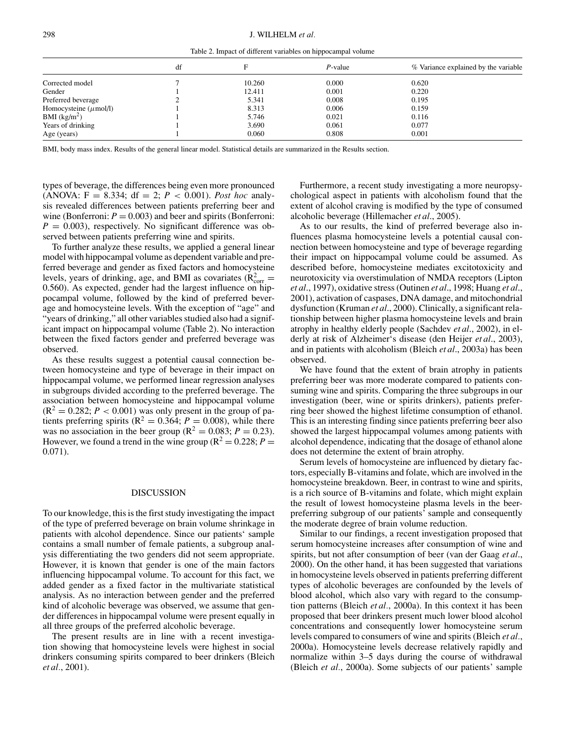Table 2. Impact of different variables on hippocampal volume

| | df | F | *P*-value | % Variance explained by the variable |
|---|---|---|---|---|
| Corrected model | 7 | 10.260 | 0.000 | 0.620 |
| Gender | 1 | 12.411 | 0.001 | 0.220 |
| Preferred beverage | 2 | 5.341 | 0.008 | 0.195 |
| Homocysteine ($\mu$mol/l) | 1 | 8.313 | 0.006 | 0.159 |
| BMI (kg/m$^2$) | 1 | 5.746 | 0.021 | 0.116 |
| Years of drinking | 1 | 3.690 | 0.061 | 0.077 |
| Age (years) | 1 | 0.060 | 0.808 | 0.001 |

BMI, body mass index. Results of the general linear model. Statistical details are summarized in the Results section.

types of beverage, the differences being even more pronounced (ANOVA: $F = 8.334$; df = 2; $P < 0.001$). *Post hoc* analysis revealed differences between patients preferring beer and wine (Bonferroni: $P = 0.003$) and beer and spirits (Bonferroni: $P = 0.003$), respectively. No significant difference was observed between patients preferring wine and spirits.

To further analyze these results, we applied a general linear model with hippocampal volume as dependent variable and preferred beverage and gender as fixed factors and homocysteine levels, years of drinking, age, and BMI as covariates ($R^2_{corr} = 0.560$). As expected, gender had the largest influence on hippocampal volume, followed by the kind of preferred beverage and homocysteine levels. With the exception of "age" and "years of drinking," all other variables studied also had a significant impact on hippocampal volume (Table 2). No interaction between the fixed factors gender and preferred beverage was observed.

As these results suggest a potential causal connection between homocysteine and type of beverage in their impact on hippocampal volume, we performed linear regression analyses in subgroups divided according to the preferred beverage. The association between homocysteine and hippocampal volume ($R^2 = 0.282$; $P < 0.001$) was only present in the group of patients preferring spirits ($R^2 = 0.364$; $P = 0.008$), while there was no association in the beer group ($R^2 = 0.083$; $P = 0.23$). However, we found a trend in the wine group ($R^2 = 0.228$; $P = 0.071$).

## DISCUSSION

To our knowledge, this is the first study investigating the impact of the type of preferred beverage on brain volume shrinkage in patients with alcohol dependence. Since our patients' sample contains a small number of female patients, a subgroup analysis differentiating the two genders did not seem appropriate. However, it is known that gender is one of the main factors influencing hippocampal volume. To account for this fact, we added gender as a fixed factor in the multivariate statistical analysis. As no interaction between gender and the preferred kind of alcoholic beverage was observed, we assume that gender differences in hippocampal volume were present equally in all three groups of the preferred alcoholic beverage.

The present results are in line with a recent investigation showing that homocysteine levels were highest in social drinkers consuming spirits compared to beer drinkers (Bleich *et al*., 2001).

Furthermore, a recent study investigating a more neuropsychological aspect in patients with alcoholism found that the extent of alcohol craving is modified by the type of consumed alcoholic beverage (Hillemacher *et al*., 2005).

As to our results, the kind of preferred beverage also influences plasma homocysteine levels a potential causal connection between homocysteine and type of beverage regarding their impact on hippocampal volume could be assumed. As described before, homocysteine mediates excitotoxicity and neurotoxicity via overstimulation of NMDA receptors (Lipton *et al*., 1997), oxidative stress (Outinen *et al*., 1998; Huang *et al*., 2001), activation of caspases, DNA damage, and mitochondrial dysfunction (Kruman *et al*., 2000). Clinically, a significant relationship between higher plasma homocysteine levels and brain atrophy in healthy elderly people (Sachdev *et al*., 2002), in elderly at risk of Alzheimer's disease (den Heijer *et al*., 2003), and in patients with alcoholism (Bleich *et al*., 2003a) has been observed.

We have found that the extent of brain atrophy in patients preferring beer was more moderate compared to patients consuming wine and spirits. Comparing the three subgroups in our investigation (beer, wine or spirits drinkers), patients preferring beer showed the highest lifetime consumption of ethanol. This is an interesting finding since patients preferring beer also showed the largest hippocampal volumes among patients with alcohol dependence, indicating that the dosage of ethanol alone does not determine the extent of brain atrophy.

Serum levels of homocysteine are influenced by dietary factors, especially B-vitamins and folate, which are involved in the homocysteine breakdown. Beer, in contrast to wine and spirits, is a rich source of B-vitamins and folate, which might explain the result of lowest homocysteine plasma levels in the beer-preferring subgroup of our patients' sample and consequently the moderate degree of brain volume reduction.

Similar to our findings, a recent investigation proposed that serum homocysteine increases after consumption of wine and spirits, but not after consumption of beer (van der Gaag *et al*., 2000). On the other hand, it has been suggested that variations in homocysteine levels observed in patients preferring different types of alcoholic beverages are confounded by the levels of blood alcohol, which also vary with regard to the consumption patterns (Bleich *et al*., 2000a). In this context it has been proposed that beer drinkers present much lower blood alcohol concentrations and consequently lower homocysteine serum levels compared to consumers of wine and spirits (Bleich *et al*., 2000a). Homocysteine levels decrease relatively rapidly and normalize within 3–5 days during the course of withdrawal (Bleich *et al*., 2000a). Some subjects of our patients' sample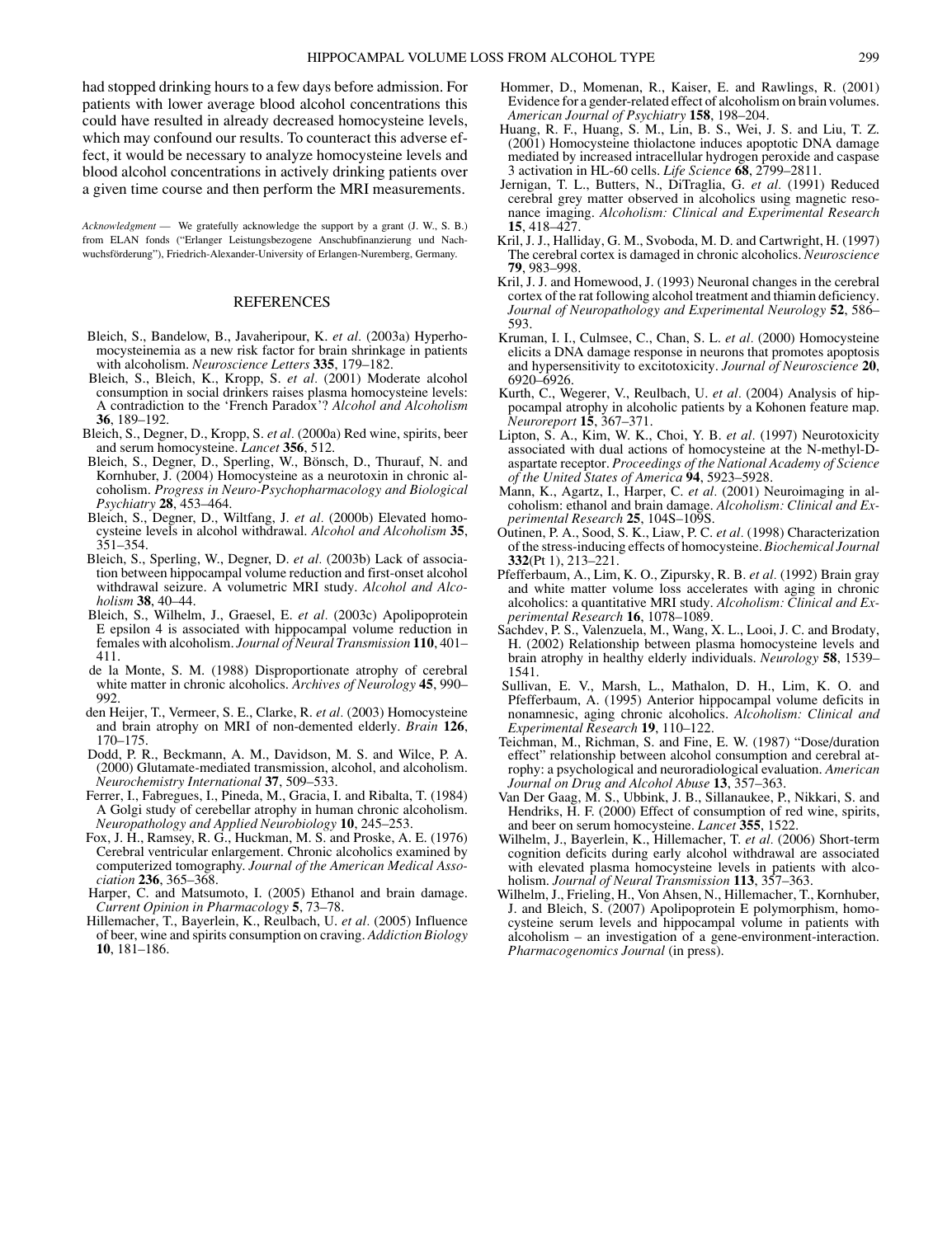had stopped drinking hours to a few days before admission. For patients with lower average blood alcohol concentrations this could have resulted in already decreased homocysteine levels, which may confound our results. To counteract this adverse effect, it would be necessary to analyze homocysteine levels and blood alcohol concentrations in actively drinking patients over a given time course and then perform the MRI measurements.

*Acknowledgment* — We gratefully acknowledge the support by a grant (J. W., S. B.) from ELAN fonds ("Erlanger Leistungsbezogene Anschubfinanzierung und Nachwuchsförderung"), Friedrich-Alexander-University of Erlangen-Nuremberg, Germany.

## REFERENCES

Bleich, S., Bandelow, B., Javaheripour, K. *et al.* (2003a) Hyperhomocysteinemia as a new risk factor for brain shrinkage in patients with alcoholism. *Neuroscience Letters* **335**, 179–182.

Bleich, S., Bleich, K., Kropp, S. *et al.* (2001) Moderate alcohol consumption in social drinkers raises plasma homocysteine levels: A contradiction to the 'French Paradox'? *Alcohol and Alcoholism* **36**, 189–192.

Bleich, S., Degner, D., Kropp, S. *et al.* (2000a) Red wine, spirits, beer and serum homocysteine. *Lancet* **356**, 512.

Bleich, S., Degner, D., Sperling, W., Bönsch, D., Thurauf, N. and Kornhuber, J. (2004) Homocysteine as a neurotoxin in chronic alcoholism. *Progress in Neuro-Psychopharmacology and Biological Psychiatry* **28**, 453–464.

Bleich, S., Degner, D., Wiltfang, J. *et al.* (2000b) Elevated homocysteine levels in alcohol withdrawal. *Alcohol and Alcoholism* **35**, 351–354.

Bleich, S., Sperling, W., Degner, D. *et al.* (2003b) Lack of association between hippocampal volume reduction and first-onset alcohol withdrawal seizure. A volumetric MRI study. *Alcohol and Alcoholism* **38**, 40–44.

Bleich, S., Wilhelm, J., Graesel, E. *et al.* (2003c) Apolipoprotein E epsilon 4 is associated with hippocampal volume reduction in females with alcoholism. *Journal of Neural Transmission* **110**, 401–411.

de la Monte, S. M. (1988) Disproportionate atrophy of cerebral white matter in chronic alcoholics. *Archives of Neurology* **45**, 990–992.

den Heijer, T., Vermeer, S. E., Clarke, R. *et al.* (2003) Homocysteine and brain atrophy on MRI of non-demented elderly. *Brain* **126**, 170–175.

Dodd, P. R., Beckmann, A. M., Davidson, M. S. and Wilce, P. A. (2000) Glutamate-mediated transmission, alcohol, and alcoholism. *Neurochemistry International* **37**, 509–533.

Ferrer, I., Fabregues, I., Pineda, M., Gracia, I. and Ribalta, T. (1984) A Golgi study of cerebellar atrophy in human chronic alcoholism. *Neuropathology and Applied Neurobiology* **10**, 245–253.

Fox, J. H., Ramsey, R. G., Huckman, M. S. and Proske, A. E. (1976) Cerebral ventricular enlargement. Chronic alcoholics examined by computerized tomography. *Journal of the American Medical Association* **236**, 365–368.

Harper, C. and Matsumoto, I. (2005) Ethanol and brain damage. *Current Opinion in Pharmacology* **5**, 73–78.

Hillemacher, T., Bayerlein, K., Reulbach, U. *et al.* (2005) Influence of beer, wine and spirits consumption on craving. *Addiction Biology* **10**, 181–186.

Hommer, D., Momenan, R., Kaiser, E. and Rawlings, R. (2001) Evidence for a gender-related effect of alcoholism on brain volumes. *American Journal of Psychiatry* **158**, 198–204.

Huang, R. F., Huang, S. M., Lin, B. S., Wei, J. S. and Liu, T. Z. (2001) Homocysteine thiolactone induces apoptotic DNA damage mediated by increased intracellular hydrogen peroxide and caspase 3 activation in HL-60 cells. *Life Science* **68**, 2799–2811.

Jernigan, T. L., Butters, N., DiTraglia, G. *et al.* (1991) Reduced cerebral grey matter observed in alcoholics using magnetic resonance imaging. *Alcoholism: Clinical and Experimental Research* **15**, 418–427.

Kril, J. J., Halliday, G. M., Svoboda, M. D. and Cartwright, H. (1997) The cerebral cortex is damaged in chronic alcoholics. *Neuroscience* **79**, 983–998.

Kril, J. J. and Homewood, J. (1993) Neuronal changes in the cerebral cortex of the rat following alcohol treatment and thiamin deficiency. *Journal of Neuropathology and Experimental Neurology* **52**, 586–593.

Kruman, I. I., Culmsee, C., Chan, S. L. *et al.* (2000) Homocysteine elicits a DNA damage response in neurons that promotes apoptosis and hypersensitivity to excitotoxicity. *Journal of Neuroscience* **20**, 6920–6926.

Kurth, C., Wegerer, V., Reulbach, U. *et al.* (2004) Analysis of hippocampal atrophy in alcoholic patients by a Kohonen feature map. *Neuroreport* **15**, 367–371.

Lipton, S. A., Kim, W. K., Choi, Y. B. *et al.* (1997) Neurotoxicity associated with dual actions of homocysteine at the N-methyl-D-aspartate receptor. *Proceedings of the National Academy of Science of the United States of America* **94**, 5923–5928.

Mann, K., Agartz, I., Harper, C. *et al.* (2001) Neuroimaging in alcoholism: ethanol and brain damage. *Alcoholism: Clinical and Experimental Research* **25**, 104S–109S.

Outinen, P. A., Sood, S. K., Liaw, P. C. *et al.* (1998) Characterization of the stress-inducing effects of homocysteine. *Biochemical Journal* **332**(Pt 1), 213–221.

Pfefferbaum, A., Lim, K. O., Zipursky, R. B. *et al.* (1992) Brain gray and white matter volume loss accelerates with aging in chronic alcoholics: a quantitative MRI study. *Alcoholism: Clinical and Experimental Research* **16**, 1078–1089.

Sachdev, P. S., Valenzuela, M., Wang, X. L., Looi, J. C. and Brodaty, H. (2002) Relationship between plasma homocysteine levels and brain atrophy in healthy elderly individuals. *Neurology* **58**, 1539–1541.

Sullivan, E. V., Marsh, L., Mathalon, D. H., Lim, K. O. and Pfefferbaum, A. (1995) Anterior hippocampal volume deficits in nonamnesic, aging chronic alcoholics. *Alcoholism: Clinical and Experimental Research* **19**, 110–122.

Teichman, M., Richman, S. and Fine, E. W. (1987) "Dose/duration effect" relationship between alcohol consumption and cerebral atrophy: a psychological and neuroradiological evaluation. *American Journal on Drug and Alcohol Abuse* **13**, 357–363.

Van Der Gaag, M. S., Ubbink, J. B., Sillanaukee, P., Nikkari, S. and Hendriks, H. F. (2000) Effect of consumption of red wine, spirits, and beer on serum homocysteine. *Lancet* **355**, 1522.

Wilhelm, J., Bayerlein, K., Hillemacher, T. *et al.* (2006) Short-term cognition deficits during early alcohol withdrawal are associated with elevated plasma homocysteine levels in patients with alcoholism. *Journal of Neural Transmission* **113**, 357–363.

Wilhelm, J., Frieling, H., Von Ahsen, N., Hillemacher, T., Kornhuber, J. and Bleich, S. (2007) Apolipoprotein E polymorphism, homocysteine serum levels and hippocampal volume in patients with alcoholism – an investigation of a gene-environment-interaction. *Pharmacogenomics Journal* (in press).